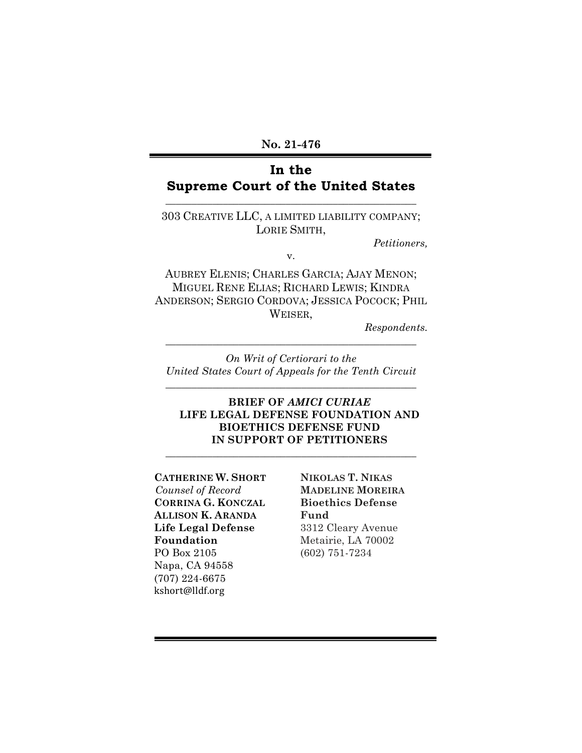**No. 21-476**

# In the Supreme Court of the United States

---

303 CREATIVE LLC, A LIMITED LIABILITY COMPANY; LORIE SMITH,

*Petitioners,*

v.

AUBREY ELENIS; CHARLES GARCIA; AJAY MENON; MIGUEL RENE ELIAS; RICHARD LEWIS; KINDRA ANDERSON; SERGIO CORDOVA; JESSICA POCOCK; PHIL WEISER,

*Respondents.*

---

*On Writ of Certiorari to the United States Court of Appeals for the Tenth Circuit*

---

**BRIEF OF *AMICI CURIAE* LIFE LEGAL DEFENSE FOUNDATION AND BIOETHICS DEFENSE FUND IN SUPPORT OF PETITIONERS**

---

**CATHERINE W. SHORT**
*Counsel of Record*
**CORRINA G. KONCZAL**
**ALLISON K. ARANDA**
**Life Legal Defense Foundation**
PO Box 2105
Napa, CA 94558
(707) 224-6675
kshort@lldf.org

**NIKOLAS T. NIKAS**
**MADELINE MOREIRA**
**Bioethics Defense Fund**
3312 Cleary Avenue
Metairie, LA 70002
(602) 751-7234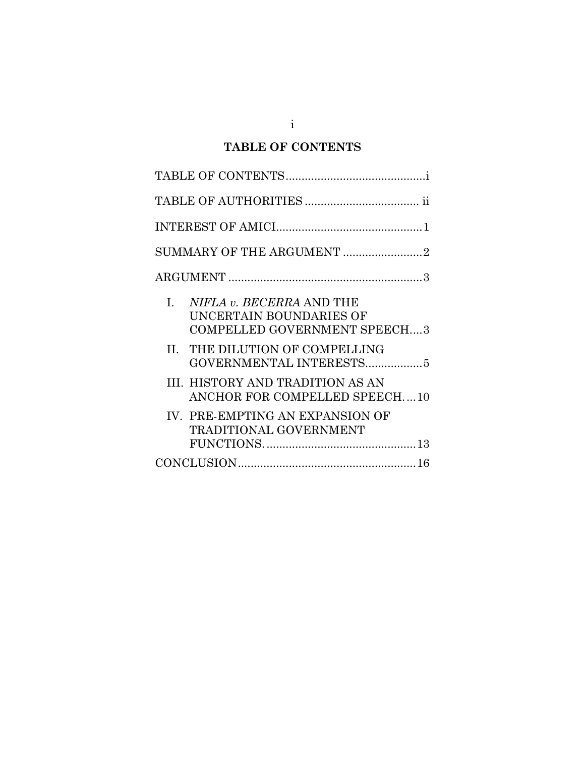# TABLE OF CONTENTS

TABLE OF CONTENTS....................................................i

TABLE OF AUTHORITIES .................................... ii

INTEREST OF AMICI..............................................1

SUMMARY OF THE ARGUMENT .........................2

ARGUMENT .............................................................3

- I. *NIFLA v. BECERRA* AND THE UNCERTAIN BOUNDARIES OF COMPELLED GOVERNMENT SPEECH....3
- II. THE DILUTION OF COMPELLING GOVERNMENTAL INTERESTS..................5
- III. HISTORY AND TRADITION AS AN ANCHOR FOR COMPELLED SPEECH. ...10
- IV. PRE-EMPTING AN EXPANSION OF TRADITIONAL GOVERNMENT FUNCTIONS. ...............................................13

CONCLUSION........................................................16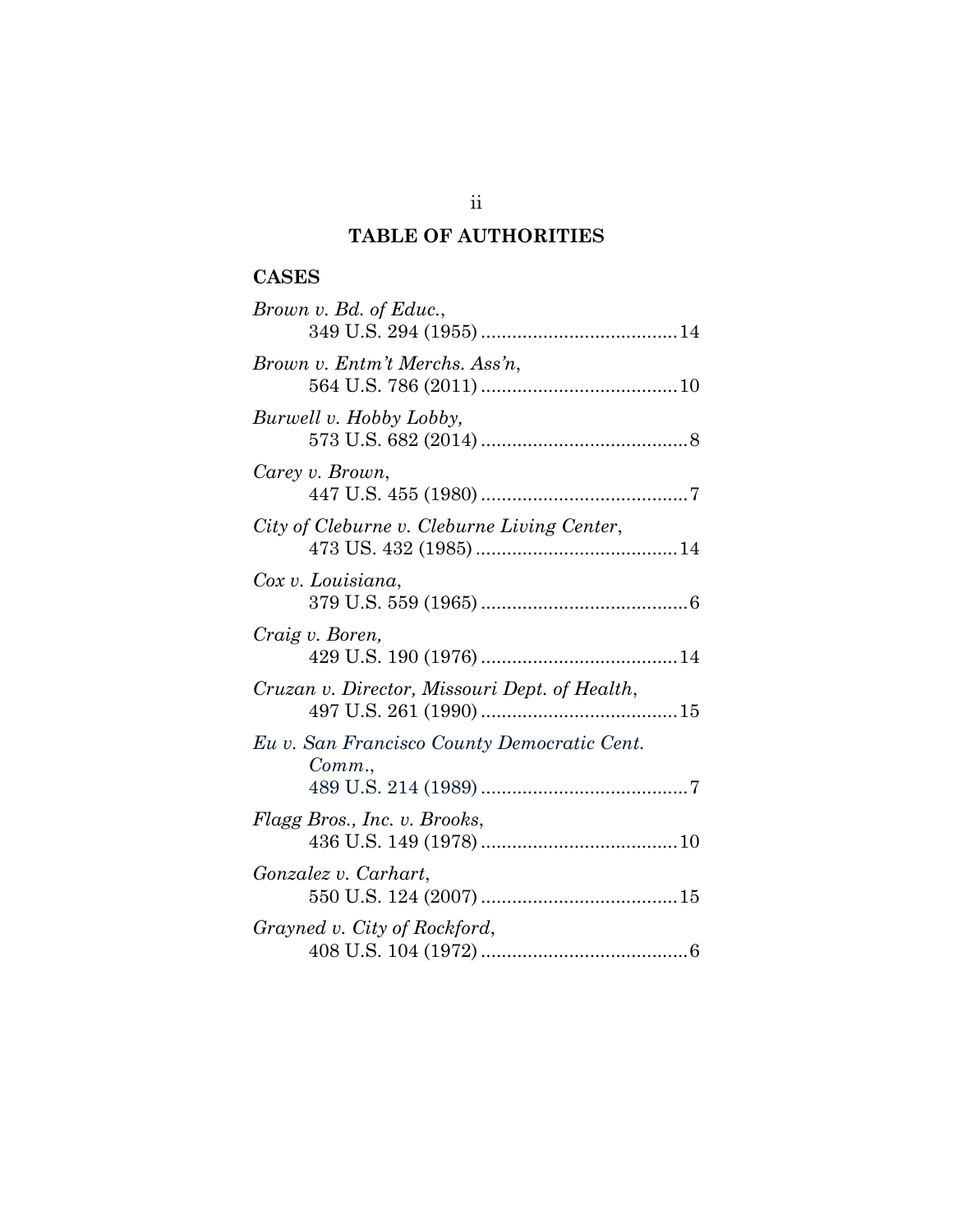## TABLE OF AUTHORITIES

### CASES

*Brown v. Bd. of Educ.*,
349 U.S. 294 (1955) ...................................... 14

*Brown v. Entm't Merchs. Ass'n*,
564 U.S. 786 (2011) ...................................... 10

*Burwell v. Hobby Lobby,*
573 U.S. 682 (2014) ........................................ 8

*Carey v. Brown*,
447 U.S. 455 (1980) ........................................ 7

*City of Cleburne v. Cleburne Living Center*,
473 US. 432 (1985) ....................................... 14

*Cox v. Louisiana*,
379 U.S. 559 (1965) ........................................ 6

*Craig v. Boren,*
429 U.S. 190 (1976) ...................................... 14

*Cruzan v. Director, Missouri Dept. of Health*,
497 U.S. 261 (1990) ...................................... 15

*Eu v. San Francisco County Democratic Cent. Comm.*,
489 U.S. 214 (1989) ........................................ 7

*Flagg Bros., Inc. v. Brooks*,
436 U.S. 149 (1978) ...................................... 10

*Gonzalez v. Carhart*,
550 U.S. 124 (2007) ...................................... 15

*Grayned v. City of Rockford*,
408 U.S. 104 (1972) ........................................ 6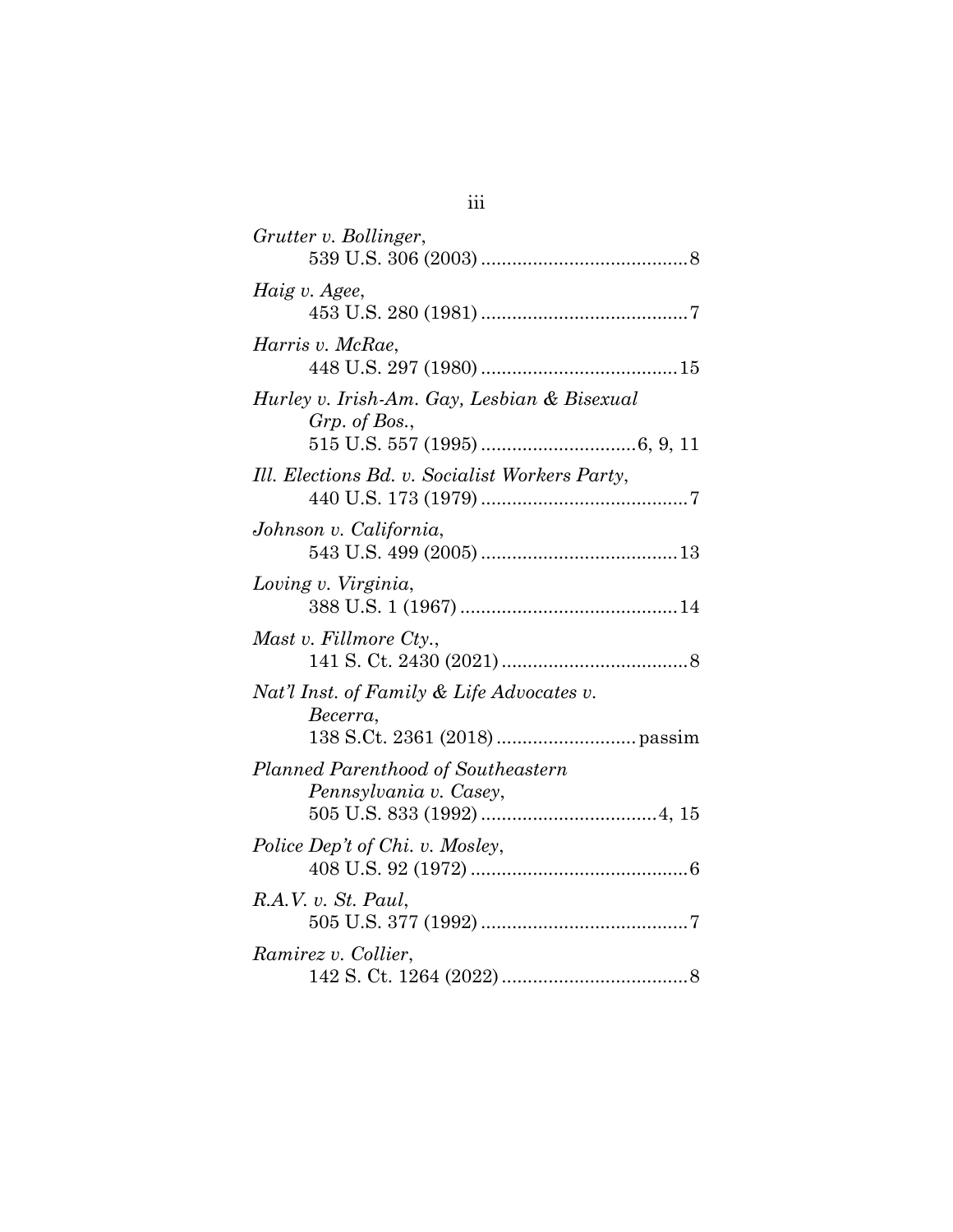*Grutter v. Bollinger*,
539 U.S. 306 (2003) ........................................ 8

*Haig v. Agee*,
453 U.S. 280 (1981) ........................................ 7

*Harris v. McRae*,
448 U.S. 297 (1980) ...................................... 15

*Hurley v. Irish-Am. Gay, Lesbian & Bisexual Grp. of Bos.*,
515 U.S. 557 (1995) .............................. 6, 9, 11

*Ill. Elections Bd. v. Socialist Workers Party*,
440 U.S. 173 (1979) ........................................ 7

*Johnson v. California*,
543 U.S. 499 (2005) ...................................... 13

*Loving v. Virginia*,
388 U.S. 1 (1967) .......................................... 14

*Mast v. Fillmore Cty.*,
141 S. Ct. 2430 (2021) .................................... 8

*Nat'l Inst. of Family & Life Advocates v. Becerra*,
138 S.Ct. 2361 (2018) ........................... passim

*Planned Parenthood of Southeastern Pennsylvania v. Casey*,
505 U.S. 833 (1992) .................................. 4, 15

*Police Dep't of Chi. v. Mosley*,
408 U.S. 92 (1972) .......................................... 6

*R.A.V. v. St. Paul*,
505 U.S. 377 (1992) ........................................ 7

*Ramirez v. Collier*,
142 S. Ct. 1264 (2022) .................................... 8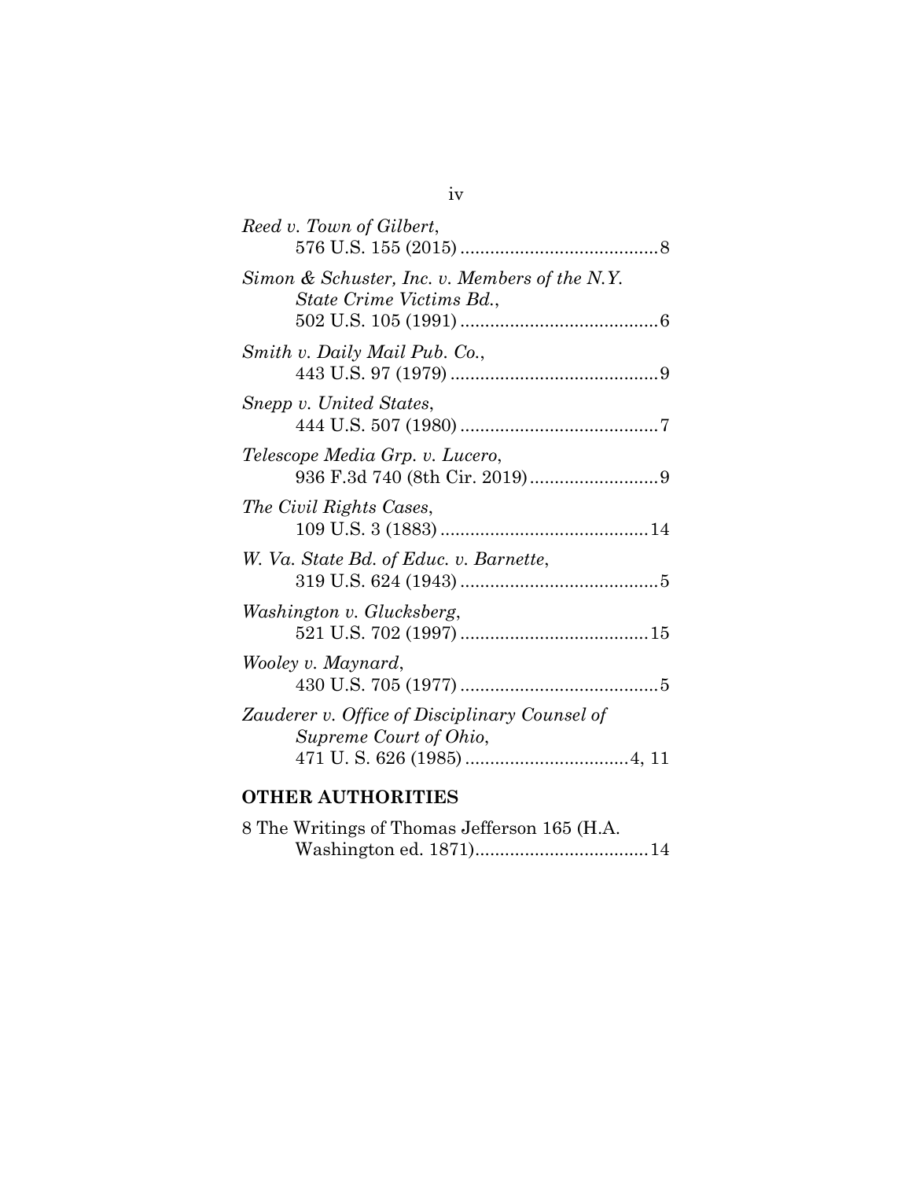*Reed v. Town of Gilbert*,
576 U.S. 155 (2015) ........................................8

*Simon & Schuster, Inc. v. Members of the N.Y. State Crime Victims Bd.*,
502 U.S. 105 (1991) ........................................6

*Smith v. Daily Mail Pub. Co.*,
443 U.S. 97 (1979) ..........................................9

*Snepp v. United States*,
444 U.S. 507 (1980) ........................................7

*Telescope Media Grp. v. Lucero*,
936 F.3d 740 (8th Cir. 2019)..........................9

*The Civil Rights Cases*,
109 U.S. 3 (1883) ..........................................14

*W. Va. State Bd. of Educ. v. Barnette*,
319 U.S. 624 (1943) ........................................5

*Washington v. Glucksberg*,
521 U.S. 702 (1997) ......................................15

*Wooley v. Maynard*,
430 U.S. 705 (1977) ........................................5

*Zauderer v. Office of Disciplinary Counsel of Supreme Court of Ohio*,
471 U. S. 626 (1985) .................................4, 11

## OTHER AUTHORITIES

8 The Writings of Thomas Jefferson 165 (H.A. Washington ed. 1871)...................................14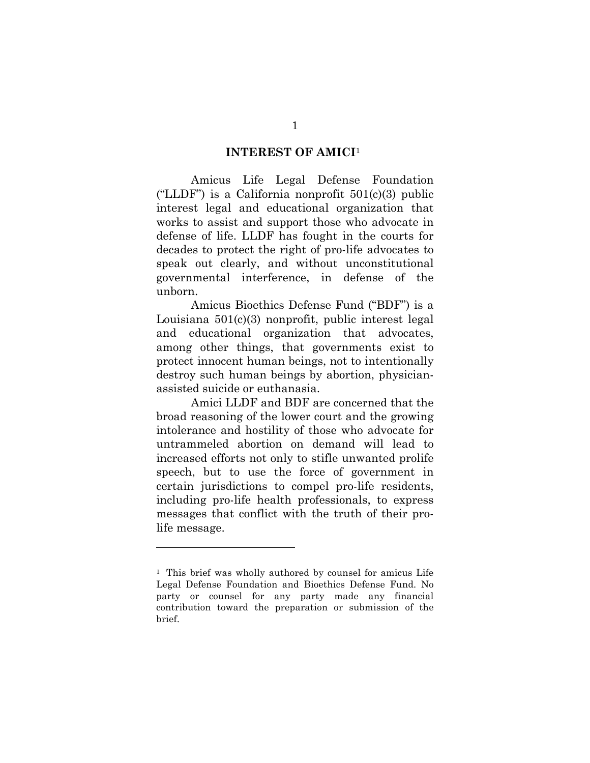## INTEREST OF AMICI[1]

Amicus Life Legal Defense Foundation ("LLDF") is a California nonprofit 501(c)(3) public interest legal and educational organization that works to assist and support those who advocate in defense of life. LLDF has fought in the courts for decades to protect the right of pro-life advocates to speak out clearly, and without unconstitutional governmental interference, in defense of the unborn.

Amicus Bioethics Defense Fund ("BDF") is a Louisiana 501(c)(3) nonprofit, public interest legal and educational organization that advocates, among other things, that governments exist to protect innocent human beings, not to intentionally destroy such human beings by abortion, physician-assisted suicide or euthanasia.

Amici LLDF and BDF are concerned that the broad reasoning of the lower court and the growing intolerance and hostility of those who advocate for untrammeled abortion on demand will lead to increased efforts not only to stifle unwanted prolife speech, but to use the force of government in certain jurisdictions to compel pro-life residents, including pro-life health professionals, to express messages that conflict with the truth of their pro-life message.

---

[1] This brief was wholly authored by counsel for amicus Life Legal Defense Foundation and Bioethics Defense Fund. No party or counsel for any party made any financial contribution toward the preparation or submission of the brief.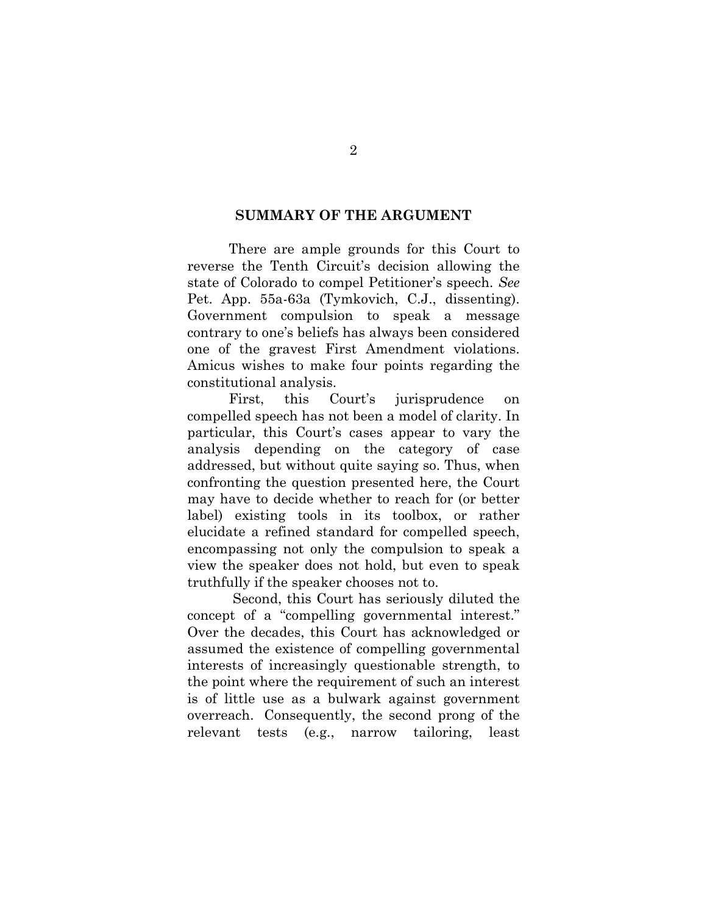## SUMMARY OF THE ARGUMENT

There are ample grounds for this Court to reverse the Tenth Circuit's decision allowing the state of Colorado to compel Petitioner's speech. *See* Pet. App. 55a-63a (Tymkovich, C.J., dissenting). Government compulsion to speak a message contrary to one's beliefs has always been considered one of the gravest First Amendment violations. Amicus wishes to make four points regarding the constitutional analysis.

First, this Court's jurisprudence on compelled speech has not been a model of clarity. In particular, this Court's cases appear to vary the analysis depending on the category of case addressed, but without quite saying so. Thus, when confronting the question presented here, the Court may have to decide whether to reach for (or better label) existing tools in its toolbox, or rather elucidate a refined standard for compelled speech, encompassing not only the compulsion to speak a view the speaker does not hold, but even to speak truthfully if the speaker chooses not to.

Second, this Court has seriously diluted the concept of a "compelling governmental interest." Over the decades, this Court has acknowledged or assumed the existence of compelling governmental interests of increasingly questionable strength, to the point where the requirement of such an interest is of little use as a bulwark against government overreach. Consequently, the second prong of the relevant tests (e.g., narrow tailoring, least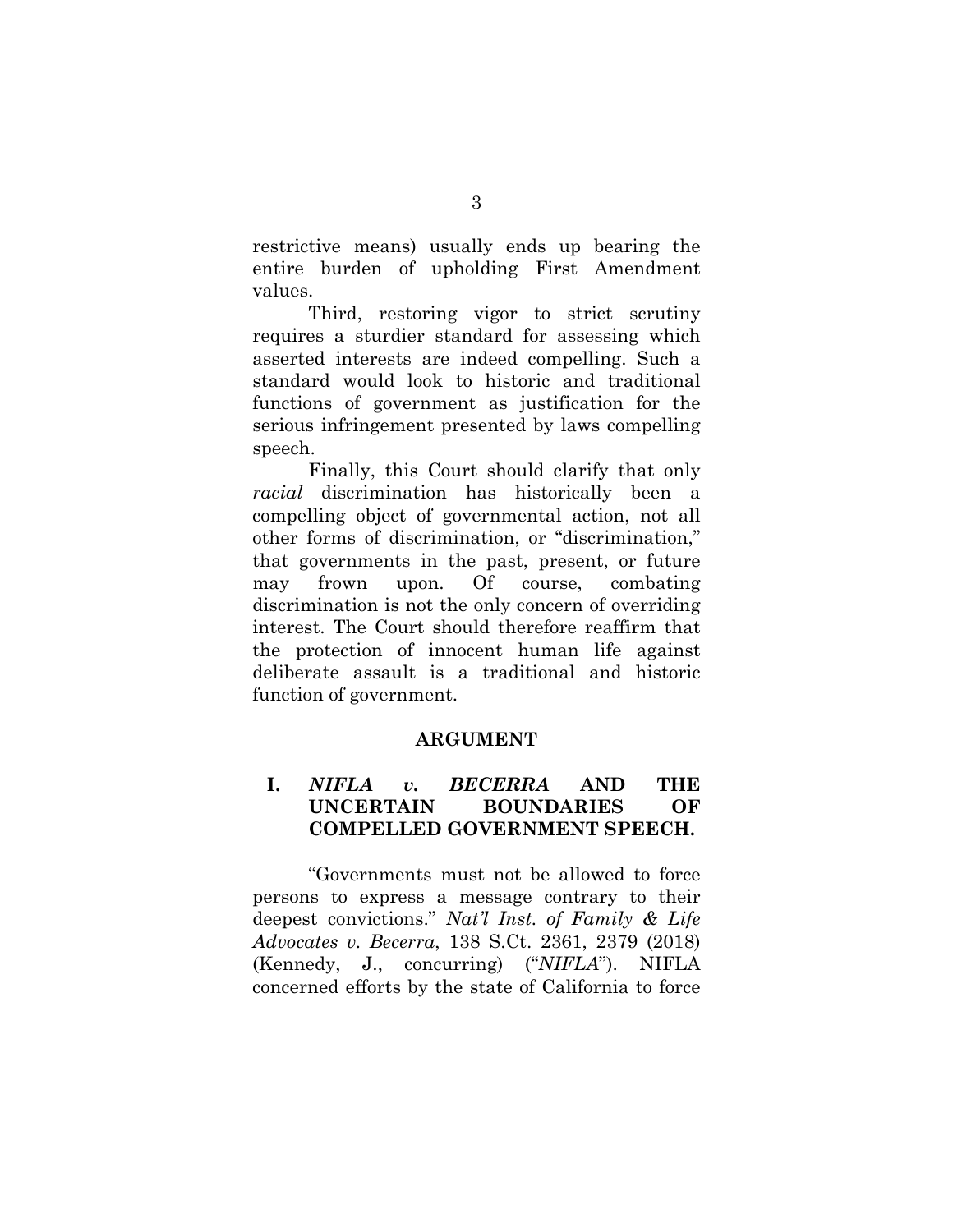restrictive means) usually ends up bearing the entire burden of upholding First Amendment values.

Third, restoring vigor to strict scrutiny requires a sturdier standard for assessing which asserted interests are indeed compelling. Such a standard would look to historic and traditional functions of government as justification for the serious infringement presented by laws compelling speech.

Finally, this Court should clarify that only *racial* discrimination has historically been a compelling object of governmental action, not all other forms of discrimination, or "discrimination," that governments in the past, present, or future may frown upon. Of course, combating discrimination is not the only concern of overriding interest. The Court should therefore reaffirm that the protection of innocent human life against deliberate assault is a traditional and historic function of government.

## ARGUMENT

### I. *NIFLA v. BECERRA* AND THE UNCERTAIN BOUNDARIES OF COMPELLED GOVERNMENT SPEECH.

"Governments must not be allowed to force persons to express a message contrary to their deepest convictions." *Nat'l Inst. of Family & Life Advocates v. Becerra*, 138 S.Ct. 2361, 2379 (2018) (Kennedy, J., concurring) ("*NIFLA*"). NIFLA concerned efforts by the state of California to force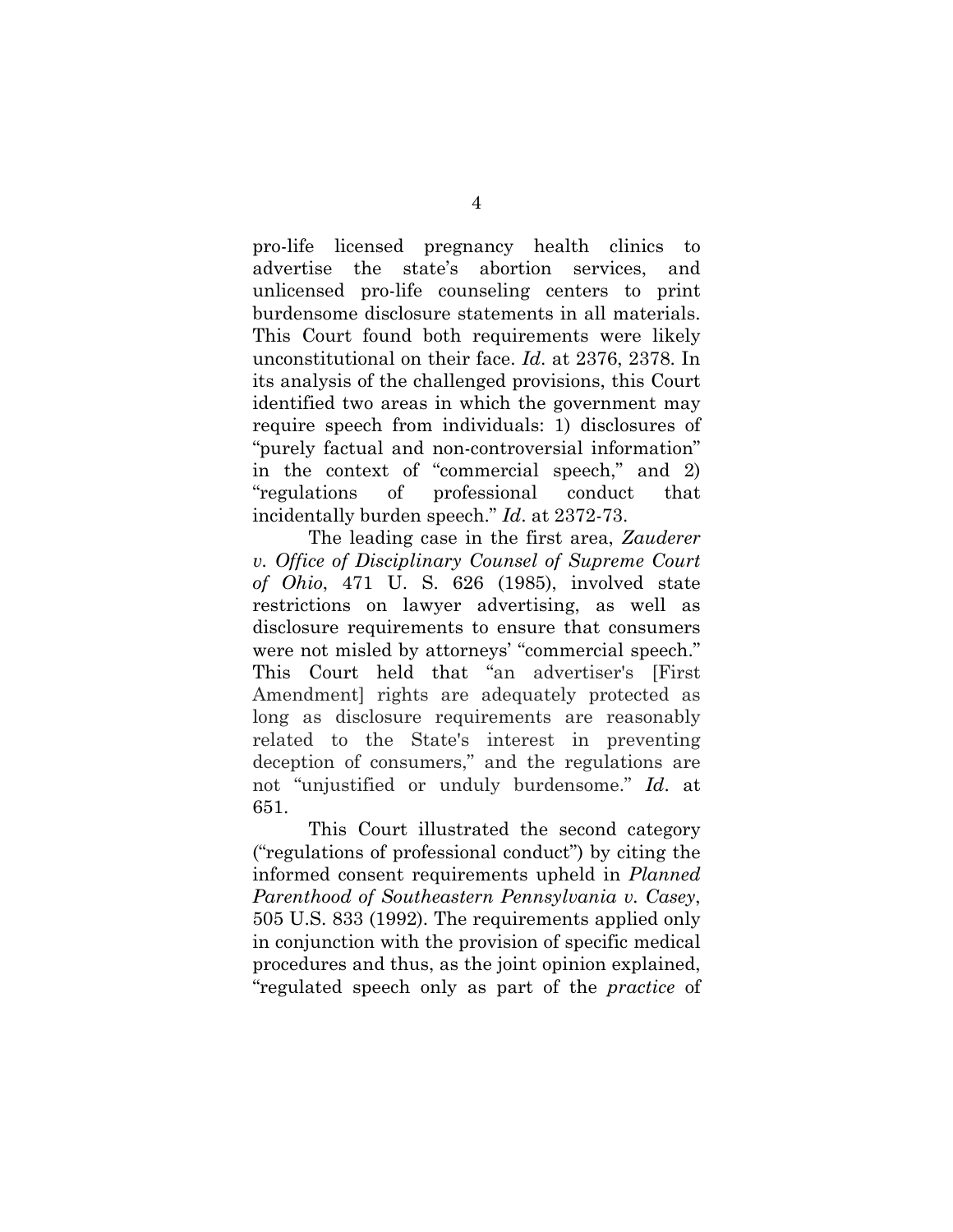pro-life licensed pregnancy health clinics to advertise the state's abortion services, and unlicensed pro-life counseling centers to print burdensome disclosure statements in all materials. This Court found both requirements were likely unconstitutional on their face. *Id*. at 2376, 2378. In its analysis of the challenged provisions, this Court identified two areas in which the government may require speech from individuals: 1) disclosures of "purely factual and non-controversial information" in the context of "commercial speech," and 2) "regulations of professional conduct that incidentally burden speech." *Id*. at 2372-73.

The leading case in the first area, *Zauderer v. Office of Disciplinary Counsel of Supreme Court of Ohio*, 471 U. S. 626 (1985), involved state restrictions on lawyer advertising, as well as disclosure requirements to ensure that consumers were not misled by attorneys' "commercial speech." This Court held that "an advertiser's [First Amendment] rights are adequately protected as long as disclosure requirements are reasonably related to the State's interest in preventing deception of consumers," and the regulations are not "unjustified or unduly burdensome." *Id*. at 651.

This Court illustrated the second category ("regulations of professional conduct") by citing the informed consent requirements upheld in *Planned Parenthood of Southeastern Pennsylvania v. Casey*, 505 U.S. 833 (1992). The requirements applied only in conjunction with the provision of specific medical procedures and thus, as the joint opinion explained, "regulated speech only as part of the *practice* of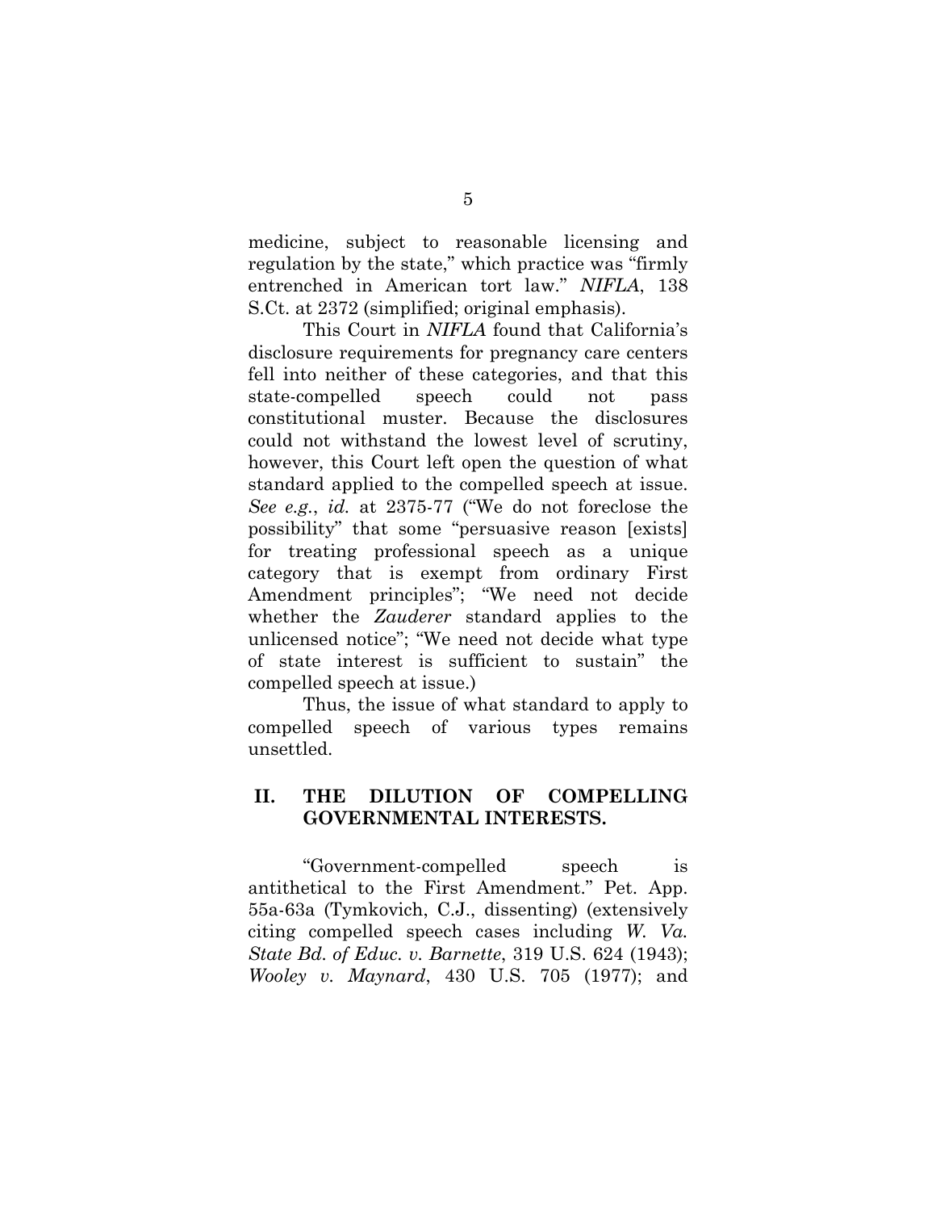medicine, subject to reasonable licensing and regulation by the state," which practice was "firmly entrenched in American tort law." *NIFLA*, 138 S.Ct. at 2372 (simplified; original emphasis).

This Court in *NIFLA* found that California's disclosure requirements for pregnancy care centers fell into neither of these categories, and that this state-compelled speech could not pass constitutional muster. Because the disclosures could not withstand the lowest level of scrutiny, however, this Court left open the question of what standard applied to the compelled speech at issue. *See e.g.*, *id.* at 2375-77 ("We do not foreclose the possibility" that some "persuasive reason [exists] for treating professional speech as a unique category that is exempt from ordinary First Amendment principles"; "We need not decide whether the *Zauderer* standard applies to the unlicensed notice"; "We need not decide what type of state interest is sufficient to sustain" the compelled speech at issue.)

Thus, the issue of what standard to apply to compelled speech of various types remains unsettled.

## II. THE DILUTION OF COMPELLING GOVERNMENTAL INTERESTS.

"Government-compelled speech is antithetical to the First Amendment." Pet. App. 55a-63a (Tymkovich, C.J., dissenting) (extensively citing compelled speech cases including *W. Va. State Bd. of Educ. v. Barnette*, 319 U.S. 624 (1943); *Wooley v. Maynard*, 430 U.S. 705 (1977); and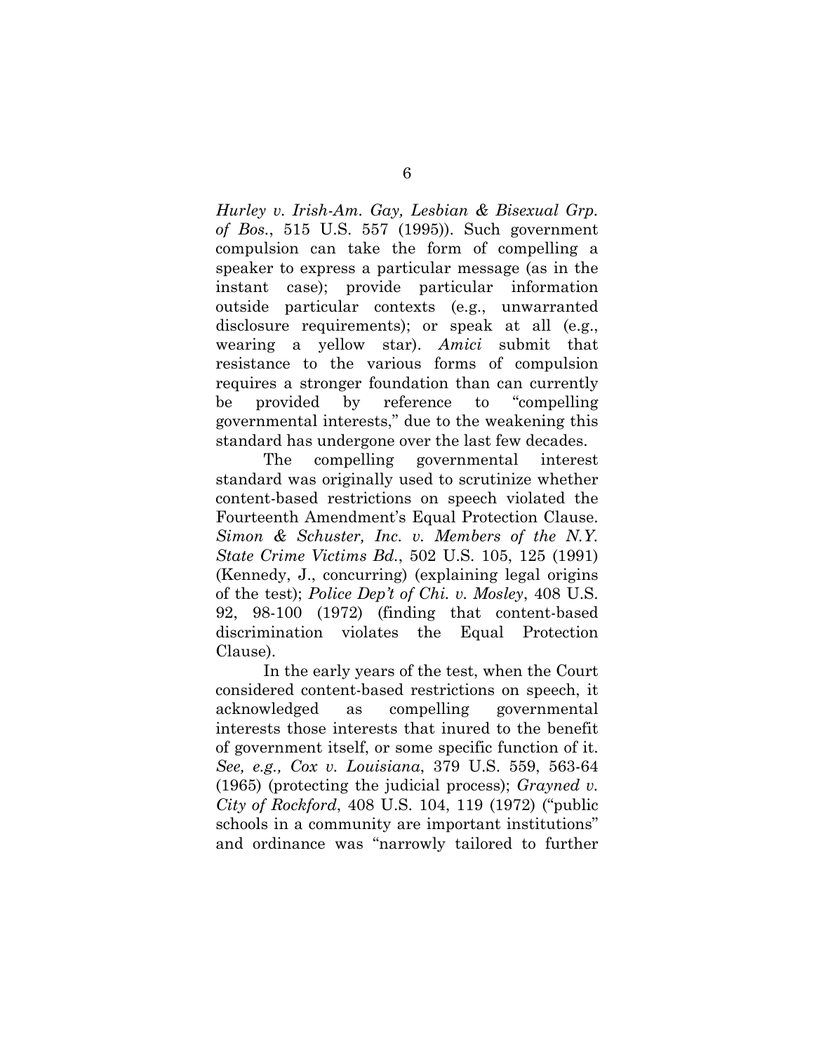*Hurley v. Irish-Am. Gay, Lesbian & Bisexual Grp. of Bos.*, 515 U.S. 557 (1995)). Such government compulsion can take the form of compelling a speaker to express a particular message (as in the instant case); provide particular information outside particular contexts (e.g., unwarranted disclosure requirements); or speak at all (e.g., wearing a yellow star). *Amici* submit that resistance to the various forms of compulsion requires a stronger foundation than can currently be provided by reference to "compelling governmental interests," due to the weakening this standard has undergone over the last few decades.

The compelling governmental interest standard was originally used to scrutinize whether content-based restrictions on speech violated the Fourteenth Amendment's Equal Protection Clause. *Simon & Schuster, Inc. v. Members of the N.Y. State Crime Victims Bd.*, 502 U.S. 105, 125 (1991) (Kennedy, J., concurring) (explaining legal origins of the test); *Police Dep't of Chi. v. Mosley*, 408 U.S. 92, 98-100 (1972) (finding that content-based discrimination violates the Equal Protection Clause).

In the early years of the test, when the Court considered content-based restrictions on speech, it acknowledged as compelling governmental interests those interests that inured to the benefit of government itself, or some specific function of it. *See, e.g., Cox v. Louisiana*, 379 U.S. 559, 563-64 (1965) (protecting the judicial process); *Grayned v. City of Rockford*, 408 U.S. 104, 119 (1972) ("public schools in a community are important institutions" and ordinance was "narrowly tailored to further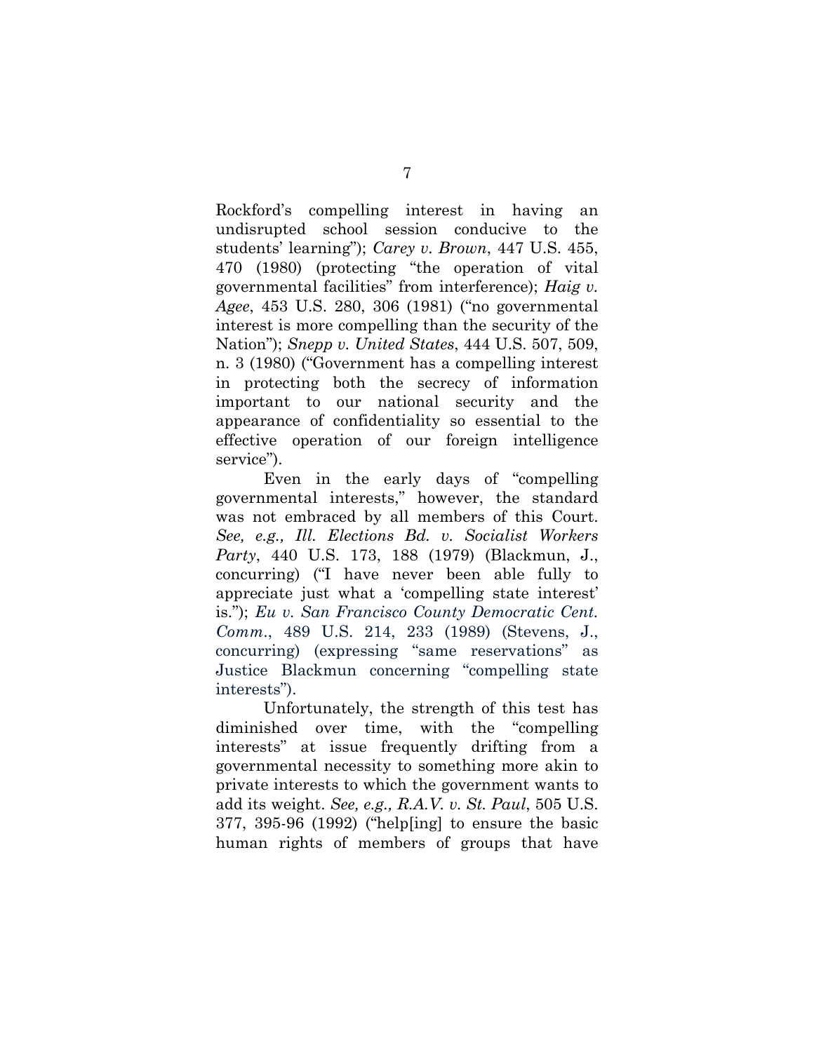Rockford's compelling interest in having an undisrupted school session conducive to the students' learning"); *Carey v. Brown*, 447 U.S. 455, 470 (1980) (protecting "the operation of vital governmental facilities" from interference); *Haig v. Agee*, 453 U.S. 280, 306 (1981) ("no governmental interest is more compelling than the security of the Nation"); *Snepp v. United States*, 444 U.S. 507, 509, n. 3 (1980) ("Government has a compelling interest in protecting both the secrecy of information important to our national security and the appearance of confidentiality so essential to the effective operation of our foreign intelligence service").

Even in the early days of "compelling governmental interests," however, the standard was not embraced by all members of this Court. *See, e.g., Ill. Elections Bd. v. Socialist Workers Party*, 440 U.S. 173, 188 (1979) (Blackmun, J., concurring) ("I have never been able fully to appreciate just what a 'compelling state interest' is."); *Eu v. San Francisco County Democratic Cent. Comm.*, 489 U.S. 214, 233 (1989) (Stevens, J., concurring) (expressing "same reservations" as Justice Blackmun concerning "compelling state interests").

Unfortunately, the strength of this test has diminished over time, with the "compelling interests" at issue frequently drifting from a governmental necessity to something more akin to private interests to which the government wants to add its weight. *See, e.g., R.A.V. v. St. Paul*, 505 U.S. 377, 395-96 (1992) ("help[ing] to ensure the basic human rights of members of groups that have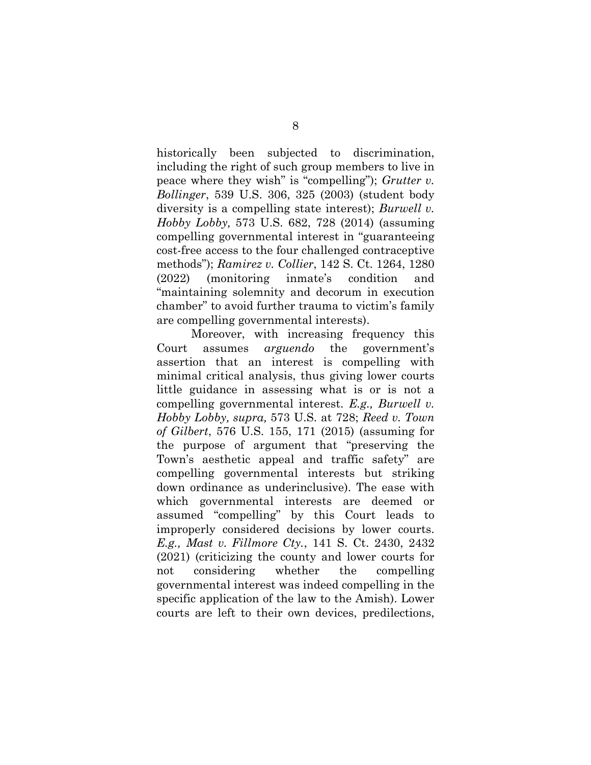historically been subjected to discrimination, including the right of such group members to live in peace where they wish" is "compelling"); *Grutter v. Bollinger*, 539 U.S. 306, 325 (2003) (student body diversity is a compelling state interest); *Burwell v. Hobby Lobby,* 573 U.S. 682, 728 (2014) (assuming compelling governmental interest in "guaranteeing cost-free access to the four challenged contraceptive methods"); *Ramirez v. Collier*, 142 S. Ct. 1264, 1280 (2022) (monitoring inmate's condition and "maintaining solemnity and decorum in execution chamber" to avoid further trauma to victim's family are compelling governmental interests).

Moreover, with increasing frequency this Court assumes *arguendo* the government's assertion that an interest is compelling with minimal critical analysis, thus giving lower courts little guidance in assessing what is or is not a compelling governmental interest. *E.g., Burwell v. Hobby Lobby, supra,* 573 U.S. at 728; *Reed v. Town of Gilbert*, 576 U.S. 155, 171 (2015) (assuming for the purpose of argument that "preserving the Town's aesthetic appeal and traffic safety" are compelling governmental interests but striking down ordinance as underinclusive). The ease with which governmental interests are deemed or assumed "compelling" by this Court leads to improperly considered decisions by lower courts. *E.g., Mast v. Fillmore Cty.*, 141 S. Ct. 2430, 2432 (2021) (criticizing the county and lower courts for not considering whether the compelling governmental interest was indeed compelling in the specific application of the law to the Amish). Lower courts are left to their own devices, predilections,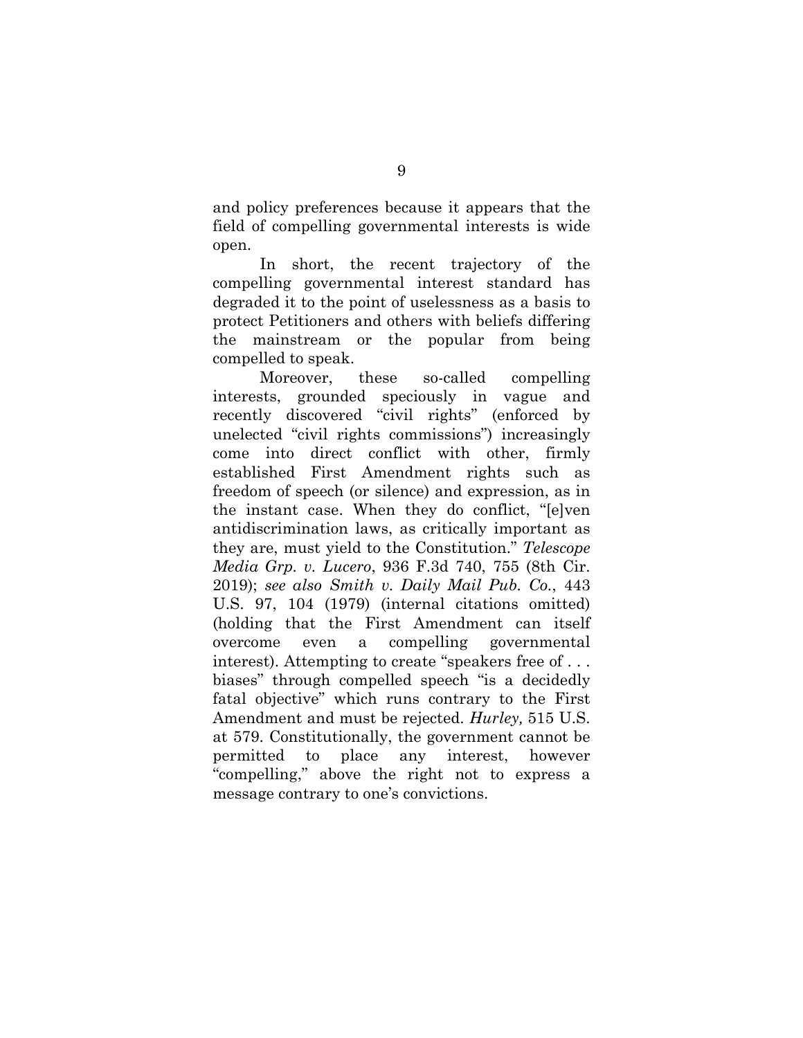and policy preferences because it appears that the field of compelling governmental interests is wide open.

In short, the recent trajectory of the compelling governmental interest standard has degraded it to the point of uselessness as a basis to protect Petitioners and others with beliefs differing the mainstream or the popular from being compelled to speak.

Moreover, these so-called compelling interests, grounded speciously in vague and recently discovered "civil rights" (enforced by unelected "civil rights commissions") increasingly come into direct conflict with other, firmly established First Amendment rights such as freedom of speech (or silence) and expression, as in the instant case. When they do conflict, "[e]ven antidiscrimination laws, as critically important as they are, must yield to the Constitution." *Telescope Media Grp. v. Lucero*, 936 F.3d 740, 755 (8th Cir. 2019); *see also Smith v. Daily Mail Pub. Co.*, 443 U.S. 97, 104 (1979) (internal citations omitted) (holding that the First Amendment can itself overcome even a compelling governmental interest). Attempting to create "speakers free of . . . biases" through compelled speech "is a decidedly fatal objective" which runs contrary to the First Amendment and must be rejected. *Hurley,* 515 U.S. at 579. Constitutionally, the government cannot be permitted to place any interest, however "compelling," above the right not to express a message contrary to one's convictions.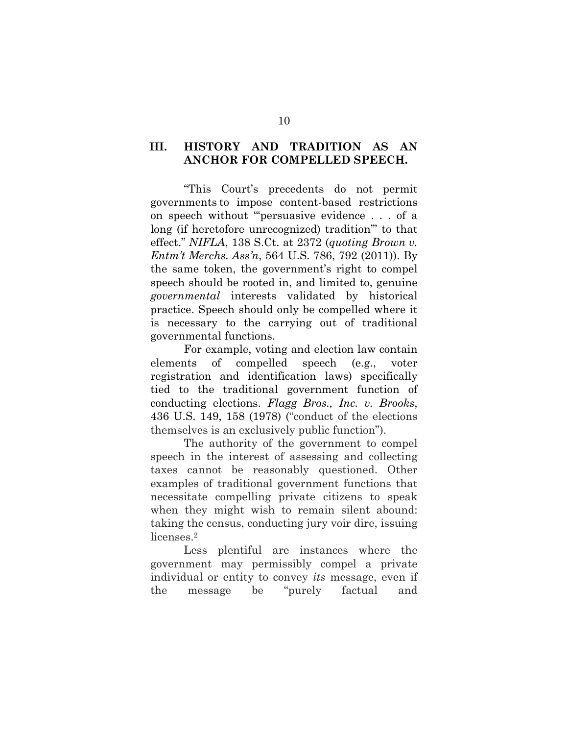## III. HISTORY AND TRADITION AS AN ANCHOR FOR COMPELLED SPEECH.

"This Court's precedents do not permit governments to impose content-based restrictions on speech without '"persuasive evidence . . . of a long (if heretofore unrecognized) tradition"' to that effect." *NIFLA*, 138 S.Ct. at 2372 (*quoting Brown v. Entm't Merchs. Ass'n*, 564 U.S. 786, 792 (2011)). By the same token, the government's right to compel speech should be rooted in, and limited to, genuine *governmental* interests validated by historical practice. Speech should only be compelled where it is necessary to the carrying out of traditional governmental functions.

For example, voting and election law contain elements of compelled speech (e.g., voter registration and identification laws) specifically tied to the traditional government function of conducting elections. *Flagg Bros., Inc. v. Brooks*, 436 U.S. 149, 158 (1978) ("conduct of the elections themselves is an exclusively public function").

The authority of the government to compel speech in the interest of assessing and collecting taxes cannot be reasonably questioned. Other examples of traditional government functions that necessitate compelling private citizens to speak when they might wish to remain silent abound: taking the census, conducting jury voir dire, issuing licenses.[2]

Less plentiful are instances where the government may permissibly compel a private individual or entity to convey *its* message, even if the message be "purely factual and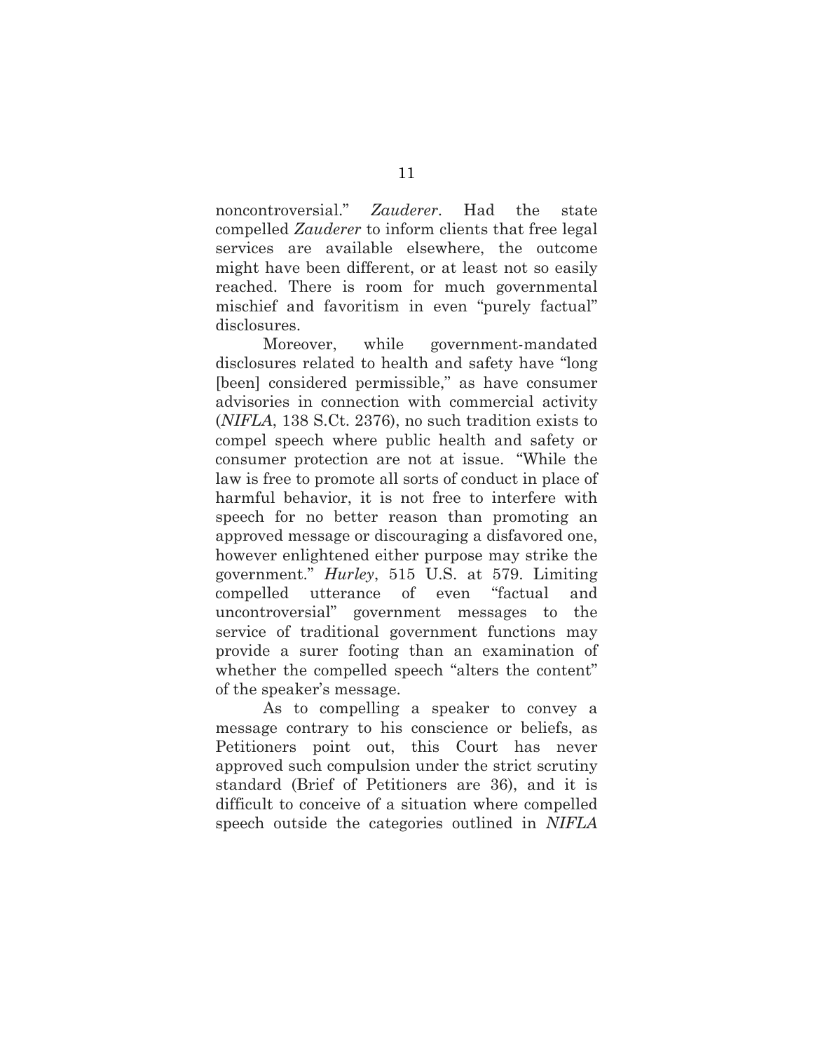noncontroversial." *Zauderer*. Had the state compelled *Zauderer* to inform clients that free legal services are available elsewhere, the outcome might have been different, or at least not so easily reached. There is room for much governmental mischief and favoritism in even "purely factual" disclosures.

Moreover, while government-mandated disclosures related to health and safety have "long [been] considered permissible," as have consumer advisories in connection with commercial activity (*NIFLA*, 138 S.Ct. 2376), no such tradition exists to compel speech where public health and safety or consumer protection are not at issue. "While the law is free to promote all sorts of conduct in place of harmful behavior, it is not free to interfere with speech for no better reason than promoting an approved message or discouraging a disfavored one, however enlightened either purpose may strike the government." *Hurley*, 515 U.S. at 579. Limiting compelled utterance of even "factual and uncontroversial" government messages to the service of traditional government functions may provide a surer footing than an examination of whether the compelled speech "alters the content" of the speaker's message.

As to compelling a speaker to convey a message contrary to his conscience or beliefs, as Petitioners point out, this Court has never approved such compulsion under the strict scrutiny standard (Brief of Petitioners are 36), and it is difficult to conceive of a situation where compelled speech outside the categories outlined in *NIFLA*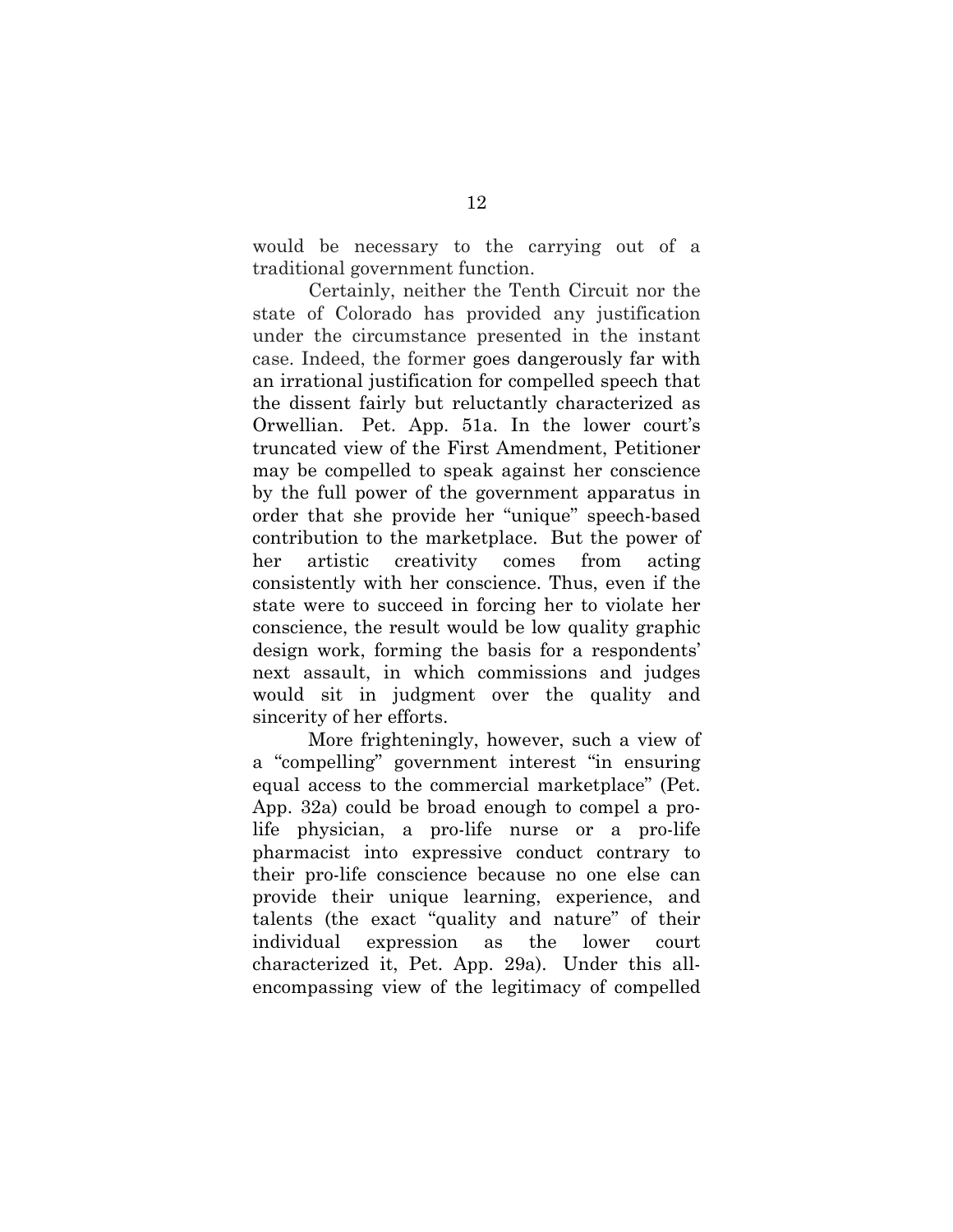would be necessary to the carrying out of a traditional government function.

Certainly, neither the Tenth Circuit nor the state of Colorado has provided any justification under the circumstance presented in the instant case. Indeed, the former goes dangerously far with an irrational justification for compelled speech that the dissent fairly but reluctantly characterized as Orwellian. Pet. App. 51a. In the lower court's truncated view of the First Amendment, Petitioner may be compelled to speak against her conscience by the full power of the government apparatus in order that she provide her "unique" speech-based contribution to the marketplace. But the power of her artistic creativity comes from acting consistently with her conscience. Thus, even if the state were to succeed in forcing her to violate her conscience, the result would be low quality graphic design work, forming the basis for a respondents' next assault, in which commissions and judges would sit in judgment over the quality and sincerity of her efforts.

More frighteningly, however, such a view of a "compelling" government interest "in ensuring equal access to the commercial marketplace" (Pet. App. 32a) could be broad enough to compel a pro-life physician, a pro-life nurse or a pro-life pharmacist into expressive conduct contrary to their pro-life conscience because no one else can provide their unique learning, experience, and talents (the exact "quality and nature" of their individual expression as the lower court characterized it, Pet. App. 29a). Under this all-encompassing view of the legitimacy of compelled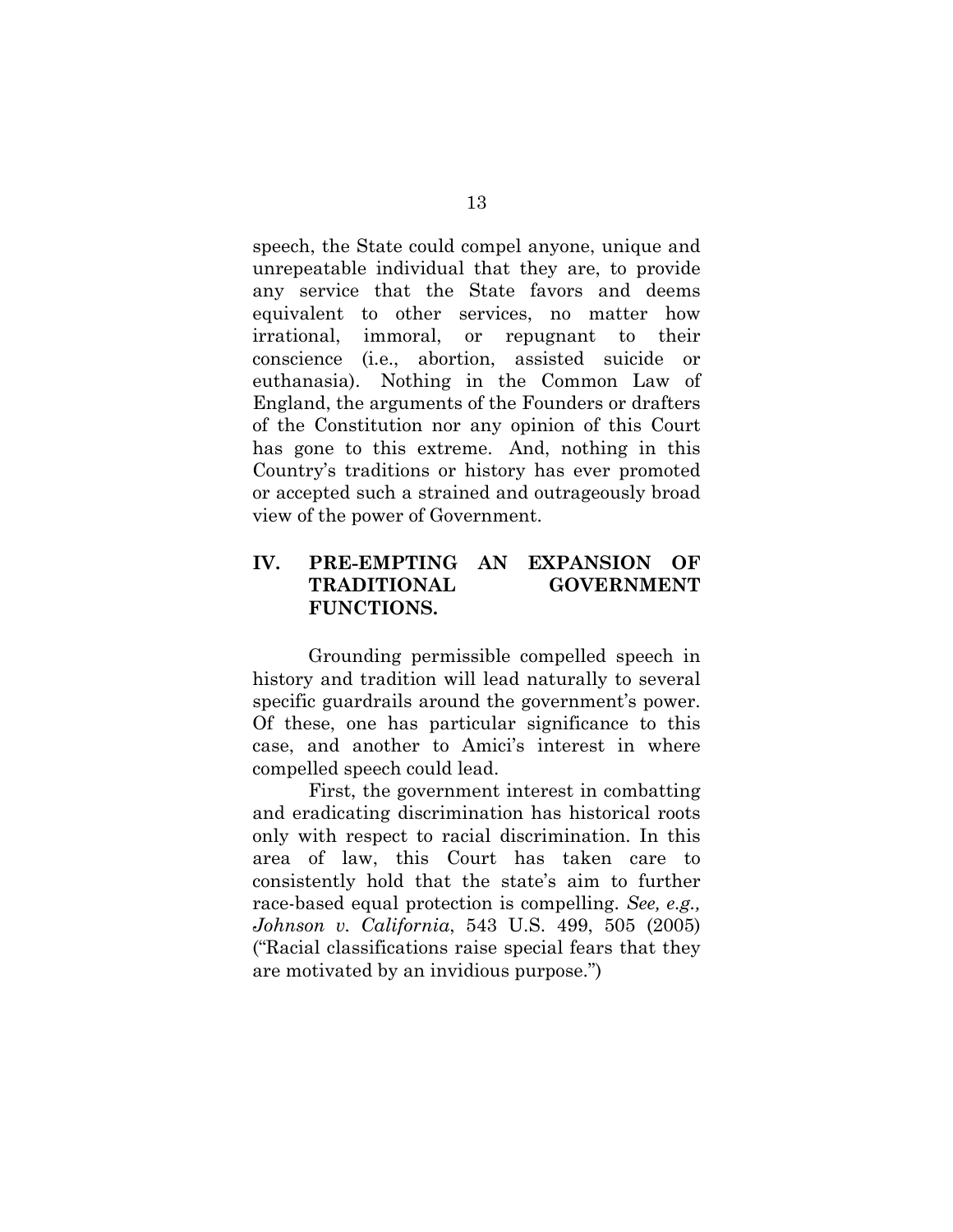speech, the State could compel anyone, unique and unrepeatable individual that they are, to provide any service that the State favors and deems equivalent to other services, no matter how irrational, immoral, or repugnant to their conscience (i.e., abortion, assisted suicide or euthanasia). Nothing in the Common Law of England, the arguments of the Founders or drafters of the Constitution nor any opinion of this Court has gone to this extreme. And, nothing in this Country's traditions or history has ever promoted or accepted such a strained and outrageously broad view of the power of Government.

## IV. PRE-EMPTING AN EXPANSION OF TRADITIONAL GOVERNMENT FUNCTIONS.

Grounding permissible compelled speech in history and tradition will lead naturally to several specific guardrails around the government's power. Of these, one has particular significance to this case, and another to Amici's interest in where compelled speech could lead.

First, the government interest in combatting and eradicating discrimination has historical roots only with respect to racial discrimination. In this area of law, this Court has taken care to consistently hold that the state's aim to further race-based equal protection is compelling. *See, e.g., Johnson v. California*, 543 U.S. 499, 505 (2005) ("Racial classifications raise special fears that they are motivated by an invidious purpose.")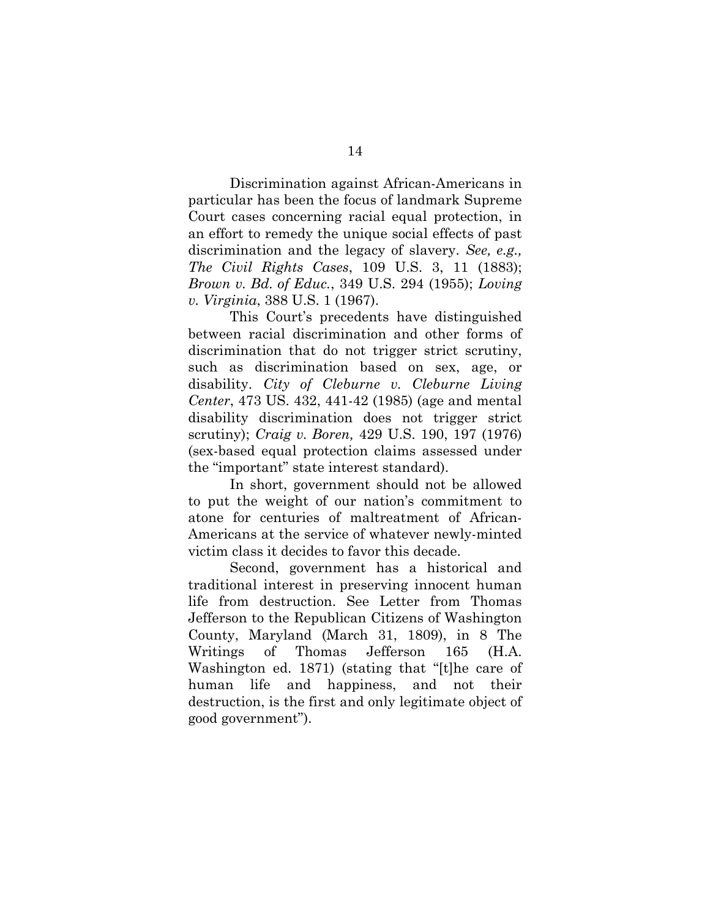Discrimination against African-Americans in particular has been the focus of landmark Supreme Court cases concerning racial equal protection, in an effort to remedy the unique social effects of past discrimination and the legacy of slavery. *See, e.g., The Civil Rights Cases*, 109 U.S. 3, 11 (1883); *Brown v. Bd. of Educ.*, 349 U.S. 294 (1955); *Loving v. Virginia*, 388 U.S. 1 (1967).

This Court's precedents have distinguished between racial discrimination and other forms of discrimination that do not trigger strict scrutiny, such as discrimination based on sex, age, or disability. *City of Cleburne v. Cleburne Living Center*, 473 US. 432, 441-42 (1985) (age and mental disability discrimination does not trigger strict scrutiny); *Craig v. Boren,* 429 U.S. 190, 197 (1976) (sex-based equal protection claims assessed under the "important" state interest standard).

In short, government should not be allowed to put the weight of our nation's commitment to atone for centuries of maltreatment of African-Americans at the service of whatever newly-minted victim class it decides to favor this decade.

Second, government has a historical and traditional interest in preserving innocent human life from destruction. See Letter from Thomas Jefferson to the Republican Citizens of Washington County, Maryland (March 31, 1809), in 8 The Writings of Thomas Jefferson 165 (H.A. Washington ed. 1871) (stating that "[t]he care of human life and happiness, and not their destruction, is the first and only legitimate object of good government").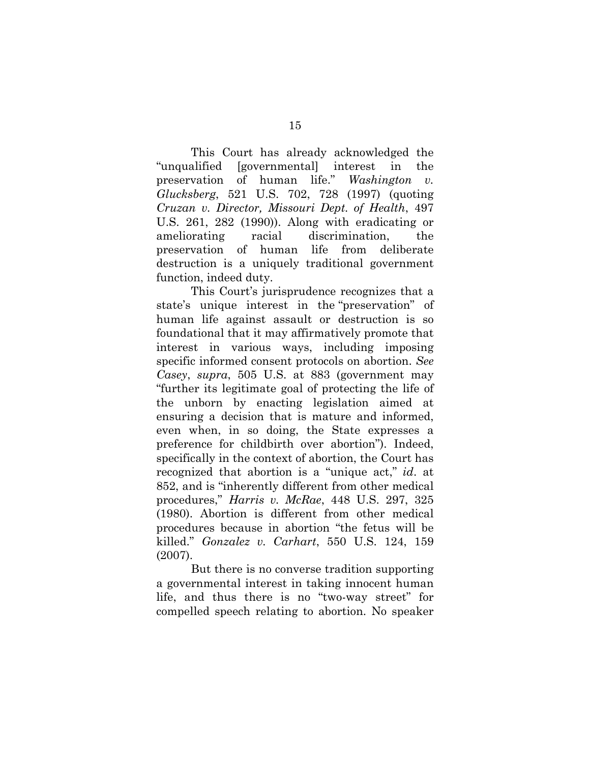This Court has already acknowledged the "unqualified [governmental] interest in the preservation of human life." *Washington v. Glucksberg*, 521 U.S. 702, 728 (1997) (quoting *Cruzan v. Director, Missouri Dept. of Health*, 497 U.S. 261, 282 (1990)). Along with eradicating or ameliorating racial discrimination, the preservation of human life from deliberate destruction is a uniquely traditional government function, indeed duty.

This Court's jurisprudence recognizes that a state's unique interest in the "preservation" of human life against assault or destruction is so foundational that it may affirmatively promote that interest in various ways, including imposing specific informed consent protocols on abortion. *See Casey*, *supra*, 505 U.S. at 883 (government may "further its legitimate goal of protecting the life of the unborn by enacting legislation aimed at ensuring a decision that is mature and informed, even when, in so doing, the State expresses a preference for childbirth over abortion"). Indeed, specifically in the context of abortion, the Court has recognized that abortion is a "unique act," *id*. at 852, and is "inherently different from other medical procedures," *Harris v. McRae*, 448 U.S. 297, 325 (1980). Abortion is different from other medical procedures because in abortion "the fetus will be killed." *Gonzalez v. Carhart*, 550 U.S. 124, 159 (2007).

But there is no converse tradition supporting a governmental interest in taking innocent human life, and thus there is no "two-way street" for compelled speech relating to abortion. No speaker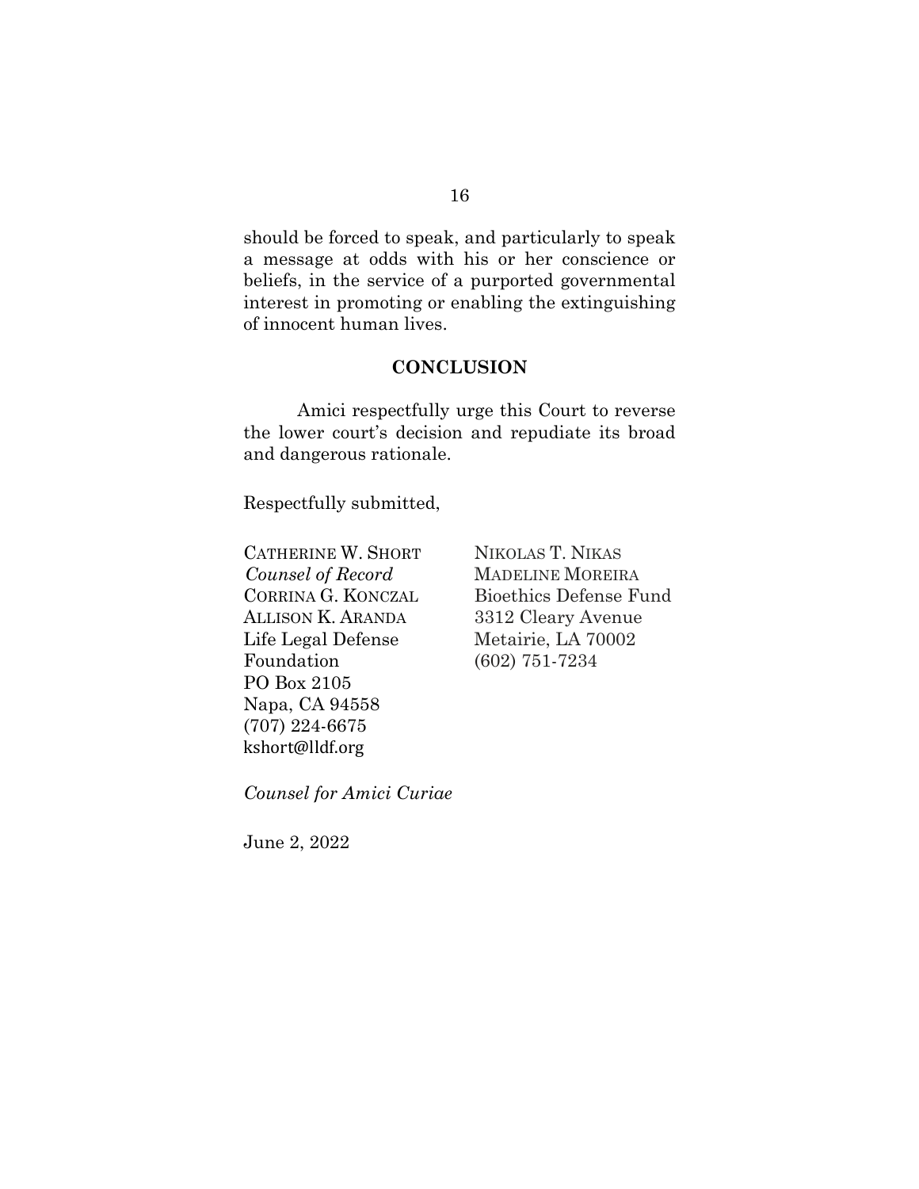should be forced to speak, and particularly to speak a message at odds with his or her conscience or beliefs, in the service of a purported governmental interest in promoting or enabling the extinguishing of innocent human lives.

## CONCLUSION

Amici respectfully urge this Court to reverse the lower court's decision and repudiate its broad and dangerous rationale.

Respectfully submitted,

CATHERINE W. SHORT
*Counsel of Record*
CORRINA G. KONCZAL
ALLISON K. ARANDA
Life Legal Defense Foundation
PO Box 2105
Napa, CA 94558
(707) 224-6675
kshort@lldf.org

NIKOLAS T. NIKAS
MADELINE MOREIRA
Bioethics Defense Fund
3312 Cleary Avenue
Metairie, LA 70002
(602) 751-7234

*Counsel for Amici Curiae*

June 2, 2022